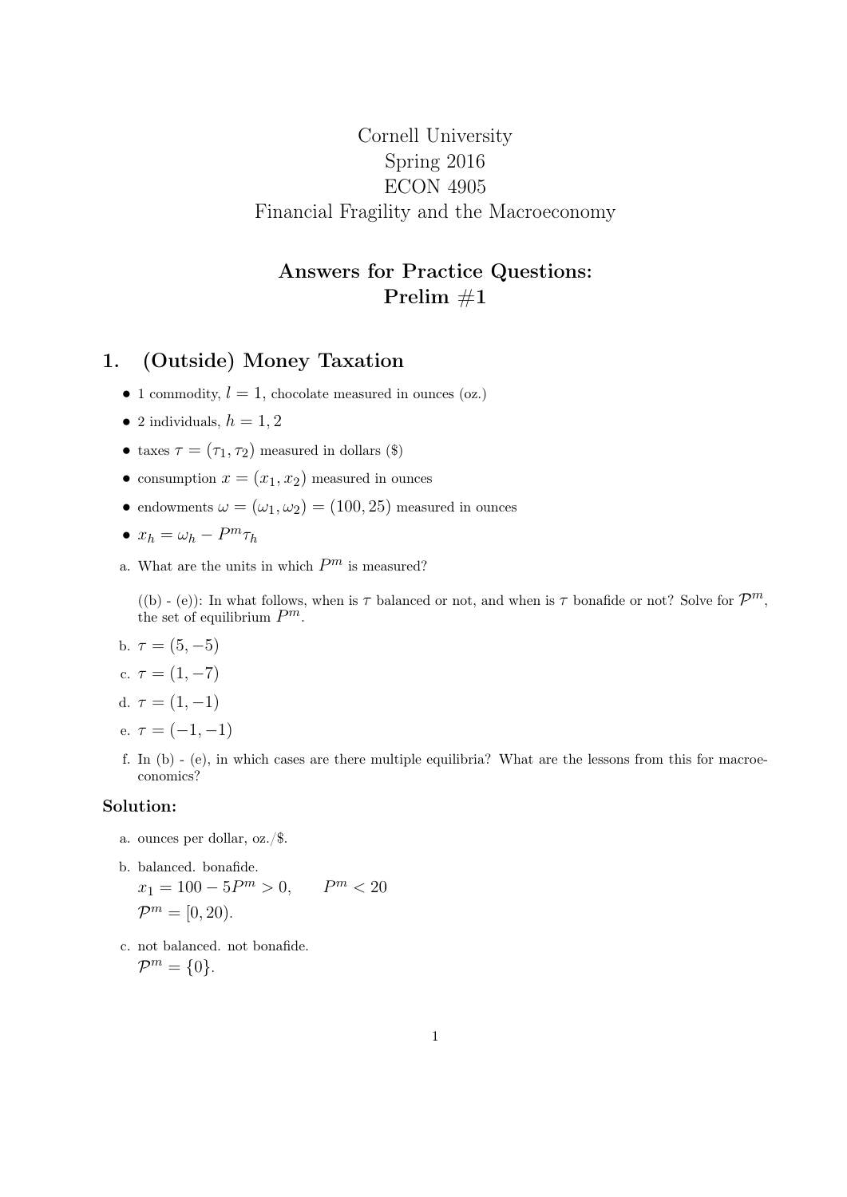Cornell University
Spring 2016
ECON 4905
Financial Fragility and the Macroeconomy

**Answers for Practice Questions:**
**Prelim #1**

## 1. (Outside) Money Taxation

- 1 commodity, $l = 1$, chocolate measured in ounces (oz.)
- 2 individuals, $h = 1, 2$
- taxes $\tau = (\tau_1, \tau_2)$ measured in dollars ($)
- consumption $x = (x_1, x_2)$ measured in ounces
- endowments $\omega = (\omega_1, \omega_2) = (100, 25)$ measured in ounces
- $x_h = \omega_h - P^m \tau_h$

a. What are the units in which $P^m$ is measured?

((b) - (e)): In what follows, when is $\tau$ balanced or not, and when is $\tau$ bonafide or not? Solve for $\mathcal{P}^m$, the set of equilibrium $P^m$.

b. $\tau = (5, -5)$

c. $\tau = (1, -7)$

d. $\tau = (1, -1)$

e. $\tau = (-1, -1)$

f. In (b) - (e), in which cases are there multiple equilibria? What are the lessons from this for macroeconomics?

### Solution:

a. ounces per dollar, oz./$.

b. balanced. bonafide.
$x_1 = 100 - 5P^m > 0, \qquad P^m < 20$
$\mathcal{P}^m = [0, 20)$.

c. not balanced. not bonafide.
$\mathcal{P}^m = \{0\}$.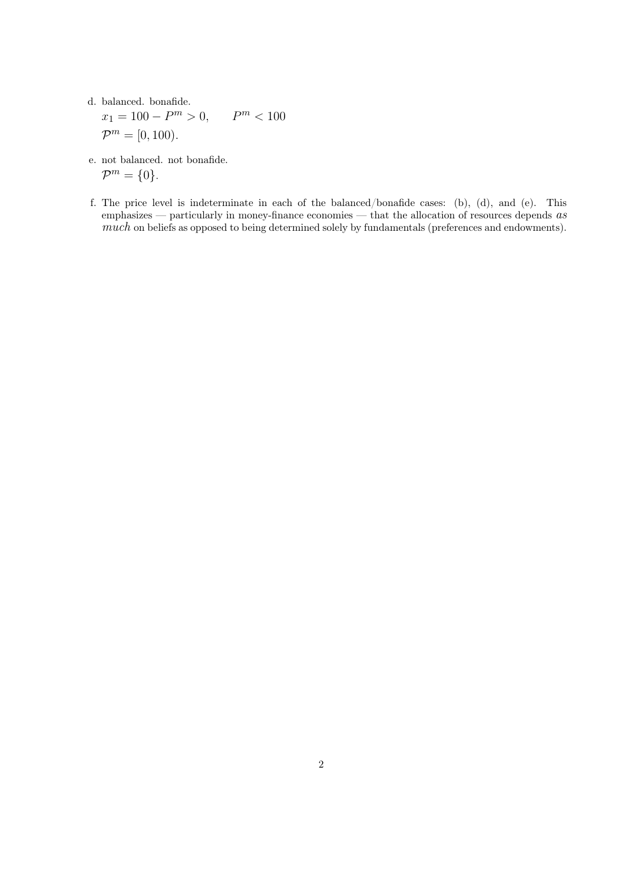d. balanced. bonafide.

$x_1 = 100 - P^m > 0, \qquad P^m < 100$

$\mathcal{P}^m = [0, 100)$.

e. not balanced. not bonafide.

$\mathcal{P}^m = \{0\}$.

f. The price level is indeterminate in each of the balanced/bonafide cases: (b), (d), and (e). This emphasizes — particularly in money-finance economies — that the allocation of resources depends *as much* on beliefs as opposed to being determined solely by fundamentals (preferences and endowments).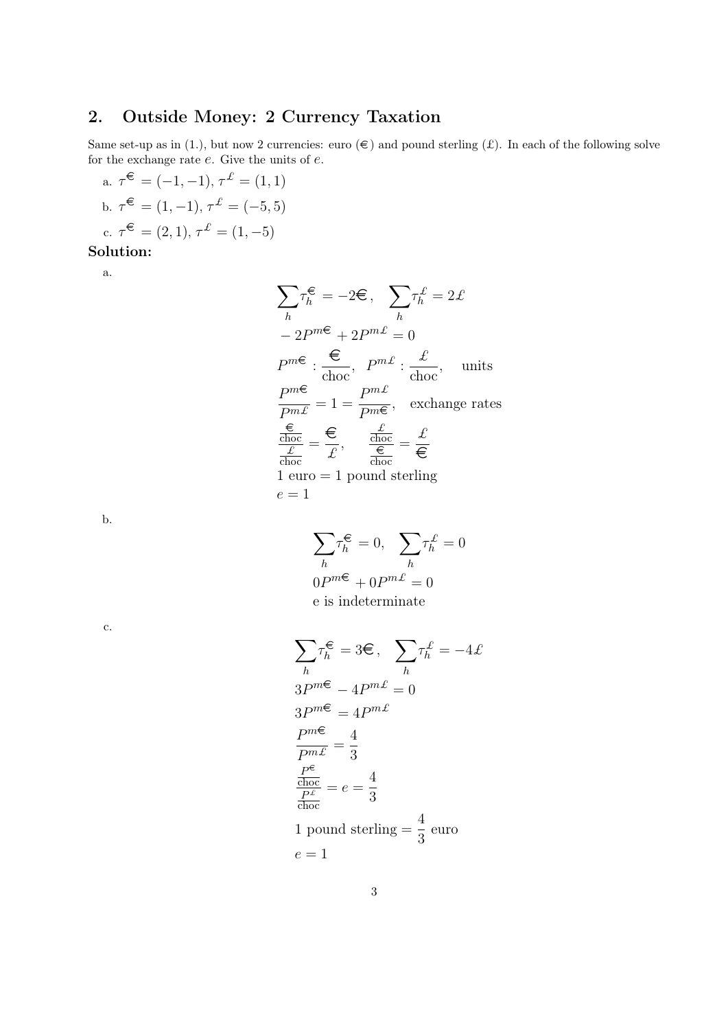## 2. Outside Money: 2 Currency Taxation

Same set-up as in (1.), but now 2 currencies: euro (€) and pound sterling (£). In each of the following solve for the exchange rate $e$. Give the units of $e$.

a. $\tau^{€} = (-1, -1)$, $\tau^{£} = (1, 1)$

b. $\tau^{€} = (1, -1)$, $\tau^{£} = (-5, 5)$

c. $\tau^{€} = (2, 1)$, $\tau^{£} = (1, -5)$

**Solution:**

a.

$$\sum_h \tau_h^{€} = -2€, \quad \sum_h \tau_h^{£} = 2£$$

$$-2P^{m€} + 2P^{m£} = 0$$

$$P^{m€} : \frac{€}{\text{choc}}, \quad P^{m£} : \frac{£}{\text{choc}}, \quad \text{units}$$

$$\frac{P^{m€}}{P^{m£}} = 1 = \frac{P^{m£}}{P^{m€}}, \quad \text{exchange rates}$$

$$\frac{\frac{€}{\text{choc}}}{\frac{£}{\text{choc}}} = \frac{€}{£}, \quad \frac{\frac{£}{\text{choc}}}{\frac{€}{\text{choc}}} = \frac{£}{€}$$

1 euro = 1 pound sterling

$e = 1$

b.

$$\sum_h \tau_h^{€} = 0, \quad \sum_h \tau_h^{£} = 0$$

$$0P^{m€} + 0P^{m£} = 0$$

e is indeterminate

c.

$$\sum_h \tau_h^{€} = 3€, \quad \sum_h \tau_h^{£} = -4£$$

$$3P^{m€} - 4P^{m£} = 0$$

$$3P^{m€} = 4P^{m£}$$

$$\frac{P^{m€}}{P^{m£}} = \frac{4}{3}$$

$$\frac{\frac{P^{€}}{\text{choc}}}{\frac{P^{£}}{\text{choc}}} = e = \frac{4}{3}$$

1 pound sterling $= \frac{4}{3}$ euro

$e = 1$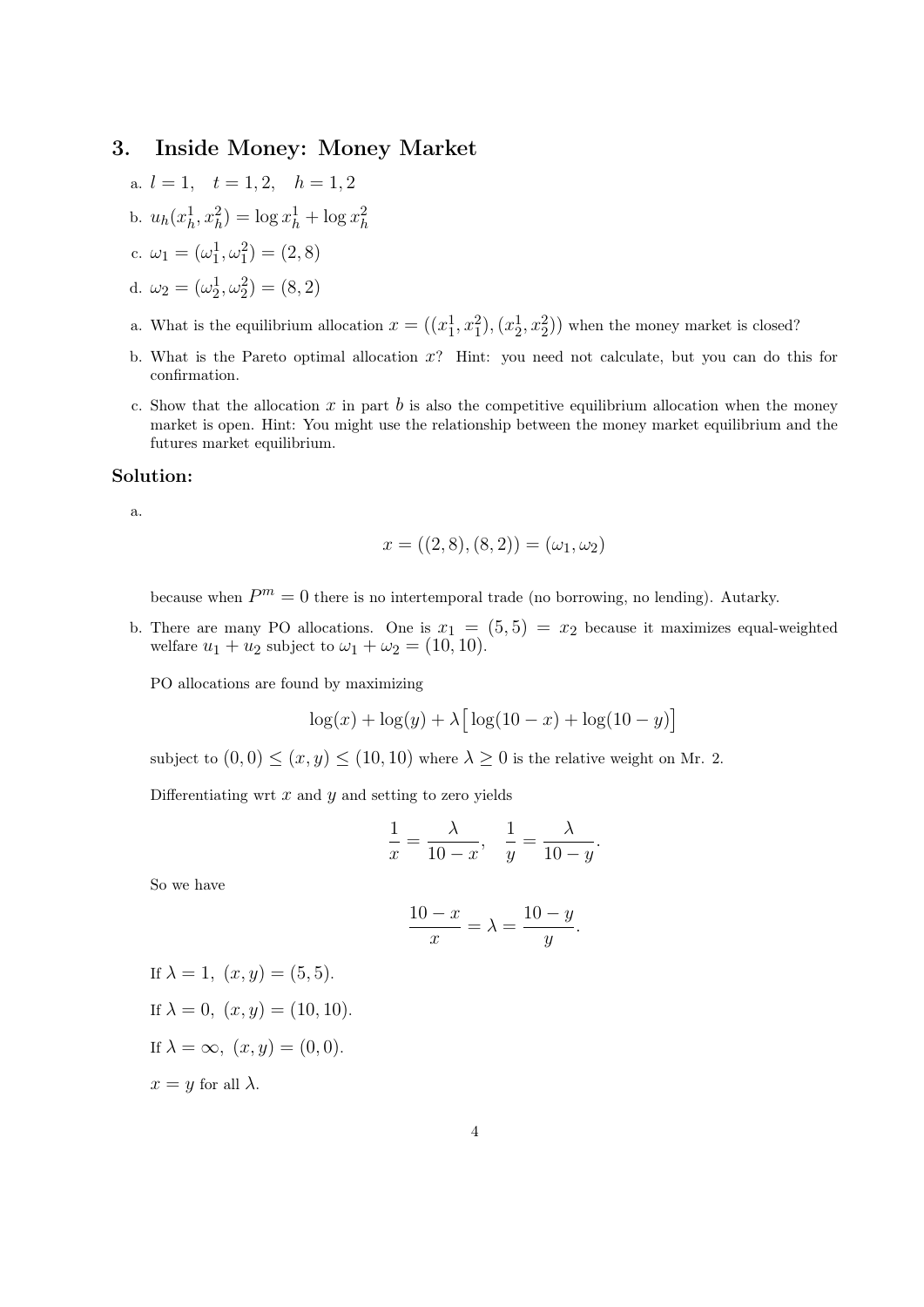## 3. Inside Money: Money Market

a. $l = 1, \quad t = 1, 2, \quad h = 1, 2$

b. $u_h(x_h^1, x_h^2) = \log x_h^1 + \log x_h^2$

c. $\omega_1 = (\omega_1^1, \omega_1^2) = (2, 8)$

d. $\omega_2 = (\omega_2^1, \omega_2^2) = (8, 2)$

a. What is the equilibrium allocation $x = ((x_1^1, x_1^2), (x_2^1, x_2^2))$ when the money market is closed?

b. What is the Pareto optimal allocation $x$? Hint: you need not calculate, but you can do this for confirmation.

c. Show that the allocation $x$ in part $b$ is also the competitive equilibrium allocation when the money market is open. Hint: You might use the relationship between the money market equilibrium and the futures market equilibrium.

### Solution:

a.

$$x = ((2, 8), (8, 2)) = (\omega_1, \omega_2)$$

because when $P^m = 0$ there is no intertemporal trade (no borrowing, no lending). Autarky.

b. There are many PO allocations. One is $x_1 = (5, 5) = x_2$ because it maximizes equal-weighted welfare $u_1 + u_2$ subject to $\omega_1 + \omega_2 = (10, 10)$.

PO allocations are found by maximizing

$$\log(x) + \log(y) + \lambda\big[\log(10 - x) + \log(10 - y)\big]$$

subject to $(0, 0) \leq (x, y) \leq (10, 10)$ where $\lambda \geq 0$ is the relative weight on Mr. 2.

Differentiating wrt $x$ and $y$ and setting to zero yields

$$\frac{1}{x} = \frac{\lambda}{10 - x}, \quad \frac{1}{y} = \frac{\lambda}{10 - y}.$$

So we have

$$\frac{10 - x}{x} = \lambda = \frac{10 - y}{y}.$$

If $\lambda = 1,\ (x, y) = (5, 5)$.

If $\lambda = 0,\ (x, y) = (10, 10)$.

If $\lambda = \infty,\ (x, y) = (0, 0)$.

$x = y$ for all $\lambda$.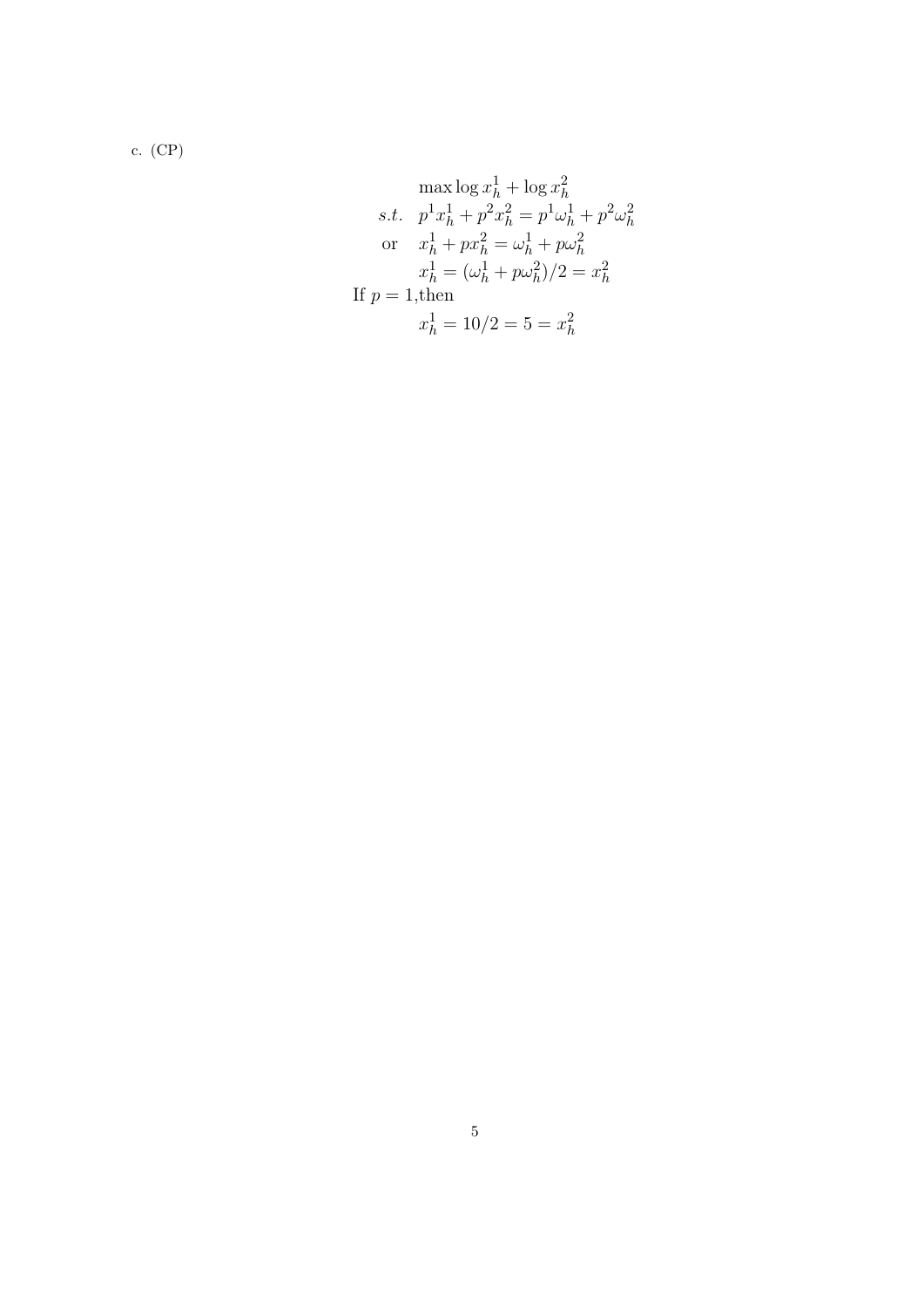c. (CP)

$$
\begin{aligned}
& \max \log x_h^1 + \log x_h^2 \\
s.t. \quad & p^1 x_h^1 + p^2 x_h^2 = p^1 \omega_h^1 + p^2 \omega_h^2 \\
\text{or} \quad & x_h^1 + p x_h^2 = \omega_h^1 + p \omega_h^2 \\
& x_h^1 = (\omega_h^1 + p\omega_h^2)/2 = x_h^2
\end{aligned}
$$

If $p = 1$, then

$$
x_h^1 = 10/2 = 5 = x_h^2
$$